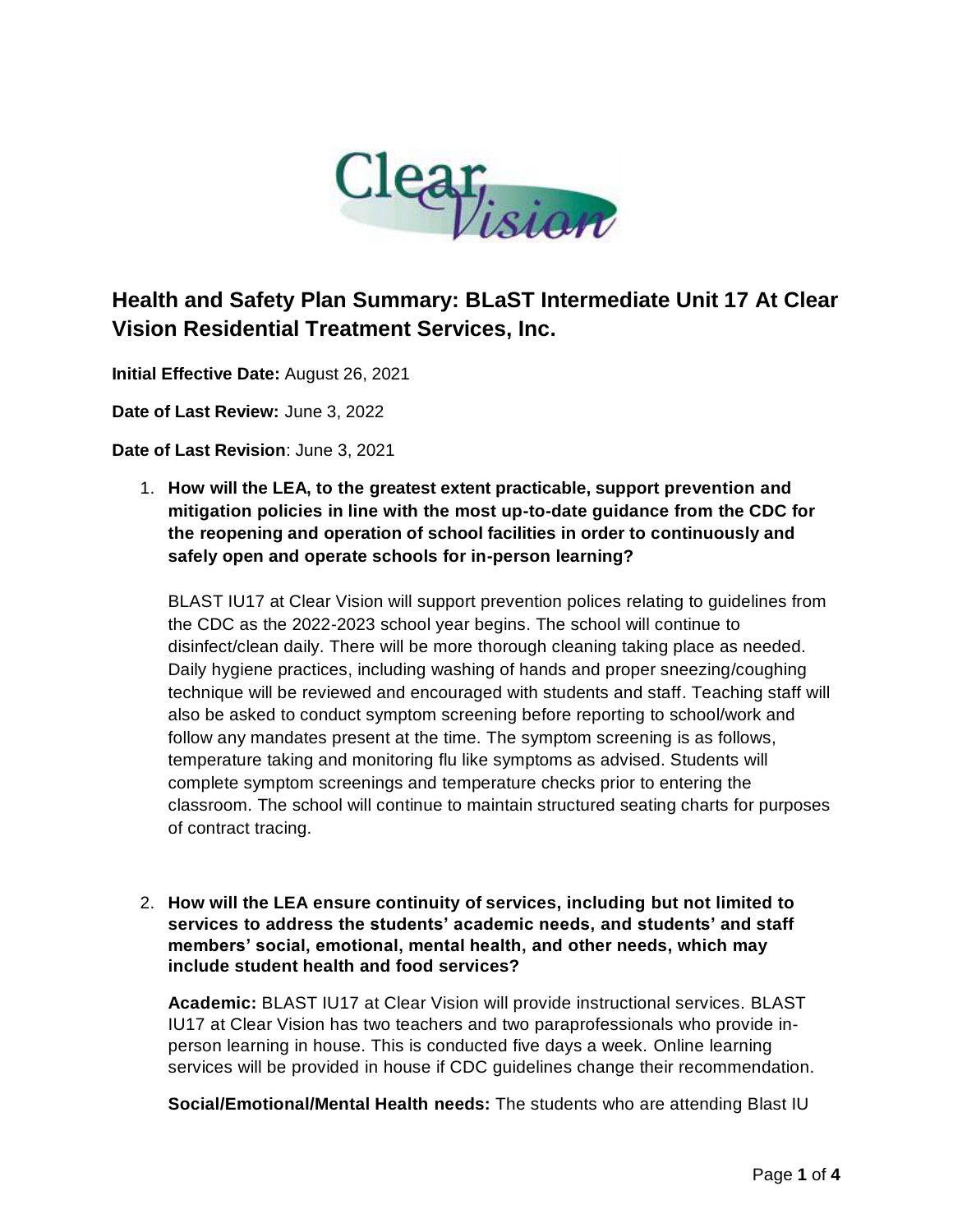## Health and Safety Plan Summary: BLaST Intermediate Unit 17 At Clear Vision Residential Treatment Services, Inc.

**Initial Effective Date:** August 26, 2021

**Date of Last Review:** June 3, 2022

**Date of Last Revision**: June 3, 2021

1. **How will the LEA, to the greatest extent practicable, support prevention and mitigation policies in line with the most up-to-date guidance from the CDC for the reopening and operation of school facilities in order to continuously and safely open and operate schools for in-person learning?**

   BLAST IU17 at Clear Vision will support prevention polices relating to guidelines from the CDC as the 2022-2023 school year begins. The school will continue to disinfect/clean daily. There will be more thorough cleaning taking place as needed. Daily hygiene practices, including washing of hands and proper sneezing/coughing technique will be reviewed and encouraged with students and staff. Teaching staff will also be asked to conduct symptom screening before reporting to school/work and follow any mandates present at the time. The symptom screening is as follows, temperature taking and monitoring flu like symptoms as advised. Students will complete symptom screenings and temperature checks prior to entering the classroom. The school will continue to maintain structured seating charts for purposes of contract tracing.

2. **How will the LEA ensure continuity of services, including but not limited to services to address the students' academic needs, and students' and staff members' social, emotional, mental health, and other needs, which may include student health and food services?**

   **Academic:** BLAST IU17 at Clear Vision will provide instructional services. BLAST IU17 at Clear Vision has two teachers and two paraprofessionals who provide in-person learning in house. This is conducted five days a week. Online learning services will be provided in house if CDC guidelines change their recommendation.

   **Social/Emotional/Mental Health needs:** The students who are attending Blast IU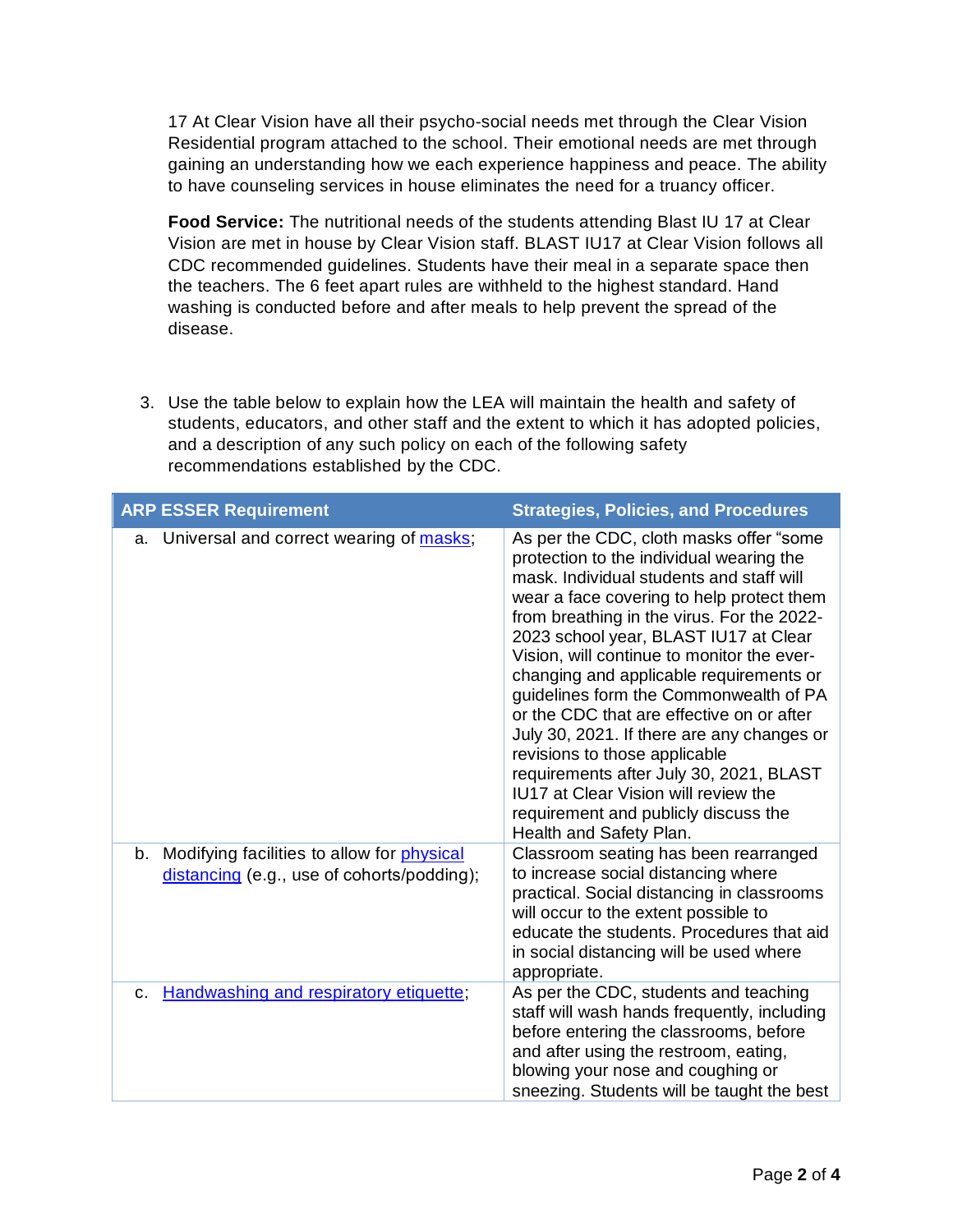17 At Clear Vision have all their psycho-social needs met through the Clear Vision Residential program attached to the school. Their emotional needs are met through gaining an understanding how we each experience happiness and peace. The ability to have counseling services in house eliminates the need for a truancy officer.

**Food Service:** The nutritional needs of the students attending Blast IU 17 at Clear Vision are met in house by Clear Vision staff. BLAST IU17 at Clear Vision follows all CDC recommended guidelines. Students have their meal in a separate space then the teachers. The 6 feet apart rules are withheld to the highest standard. Hand washing is conducted before and after meals to help prevent the spread of the disease.

3. Use the table below to explain how the LEA will maintain the health and safety of students, educators, and other staff and the extent to which it has adopted policies, and a description of any such policy on each of the following safety recommendations established by the CDC.

| ARP ESSER Requirement | Strategies, Policies, and Procedures |
| --- | --- |
| a. Universal and correct wearing of masks; | As per the CDC, cloth masks offer "some protection to the individual wearing the mask. Individual students and staff will wear a face covering to help protect them from breathing in the virus. For the 2022-2023 school year, BLAST IU17 at Clear Vision, will continue to monitor the ever-changing and applicable requirements or guidelines form the Commonwealth of PA or the CDC that are effective on or after July 30, 2021. If there are any changes or revisions to those applicable requirements after July 30, 2021, BLAST IU17 at Clear Vision will review the requirement and publicly discuss the Health and Safety Plan. |
| b. Modifying facilities to allow for physical distancing (e.g., use of cohorts/podding); | Classroom seating has been rearranged to increase social distancing where practical. Social distancing in classrooms will occur to the extent possible to educate the students. Procedures that aid in social distancing will be used where appropriate. |
| c. Handwashing and respiratory etiquette; | As per the CDC, students and teaching staff will wash hands frequently, including before entering the classrooms, before and after using the restroom, eating, blowing your nose and coughing or sneezing. Students will be taught the best |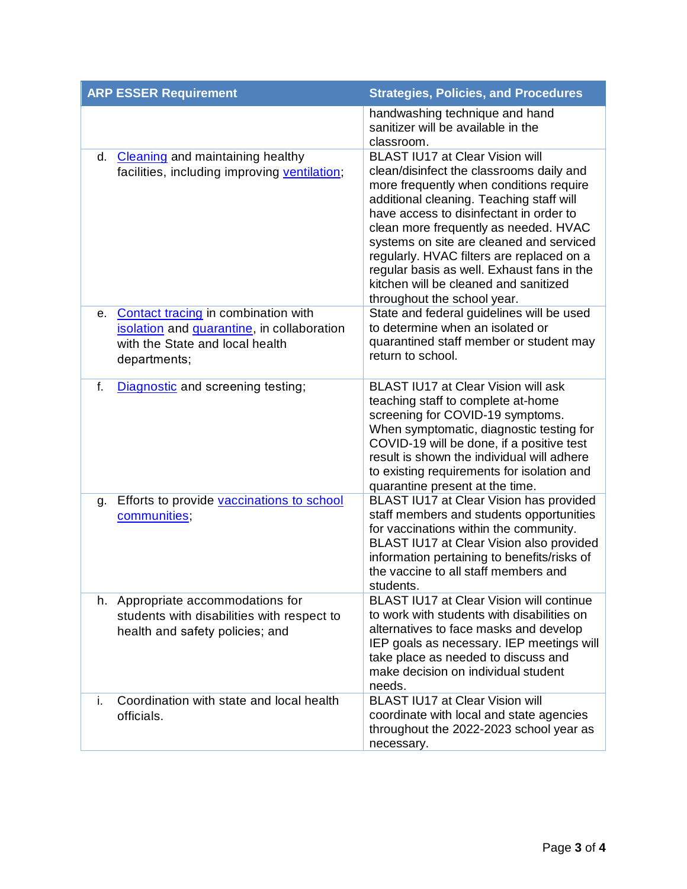| ARP ESSER Requirement | Strategies, Policies, and Procedures |
|---|---|
| | handwashing technique and hand sanitizer will be available in the classroom. |
| d. [Cleaning](#) and maintaining healthy facilities, including improving [ventilation](#); | BLAST IU17 at Clear Vision will clean/disinfect the classrooms daily and more frequently when conditions require additional cleaning. Teaching staff will have access to disinfectant in order to clean more frequently as needed. HVAC systems on site are cleaned and serviced regularly. HVAC filters are replaced on a regular basis as well. Exhaust fans in the kitchen will be cleaned and sanitized throughout the school year. |
| e. [Contact tracing](#) in combination with [isolation](#) and [quarantine](#), in collaboration with the State and local health departments; | State and federal guidelines will be used to determine when an isolated or quarantined staff member or student may return to school. |
| f. [Diagnostic](#) and screening testing; | BLAST IU17 at Clear Vision will ask teaching staff to complete at-home screening for COVID-19 symptoms. When symptomatic, diagnostic testing for COVID-19 will be done, if a positive test result is shown the individual will adhere to existing requirements for isolation and quarantine present at the time. |
| g. Efforts to provide [vaccinations to school communities](#); | BLAST IU17 at Clear Vision has provided staff members and students opportunities for vaccinations within the community. BLAST IU17 at Clear Vision also provided information pertaining to benefits/risks of the vaccine to all staff members and students. |
| h. Appropriate accommodations for students with disabilities with respect to health and safety policies; and | BLAST IU17 at Clear Vision will continue to work with students with disabilities on alternatives to face masks and develop IEP goals as necessary. IEP meetings will take place as needed to discuss and make decision on individual student needs. |
| i. Coordination with state and local health officials. | BLAST IU17 at Clear Vision will coordinate with local and state agencies throughout the 2022-2023 school year as necessary. |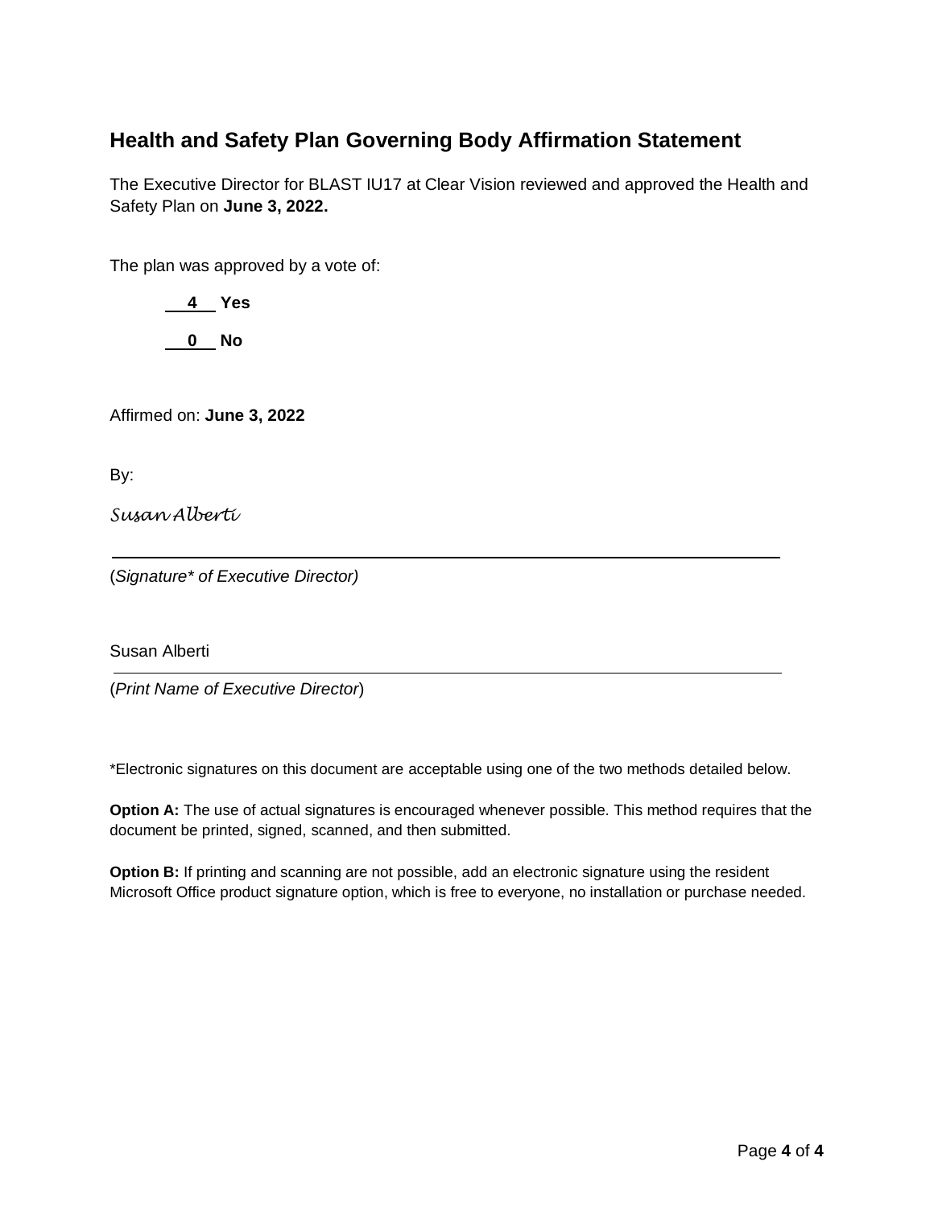## Health and Safety Plan Governing Body Affirmation Statement

The Executive Director for BLAST IU17 at Clear Vision reviewed and approved the Health and Safety Plan on **June 3, 2022.**

The plan was approved by a vote of:

**4** **Yes**

**0** **No**

Affirmed on: **June 3, 2022**

By:

*Susan Alberti*

(*Signature\* of Executive Director)*

Susan Alberti

(*Print Name of Executive Director*)

*Electronic signatures on this document are acceptable using one of the two methods detailed below.

**Option A:** The use of actual signatures is encouraged whenever possible. This method requires that the document be printed, signed, scanned, and then submitted.

**Option B:** If printing and scanning are not possible, add an electronic signature using the resident Microsoft Office product signature option, which is free to everyone, no installation or purchase needed.